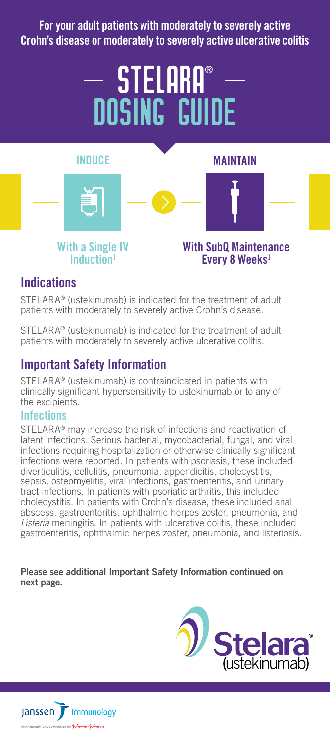For your adult patients with moderately to severely active Crohn's disease or moderately to severely active ulcerative colitis

# STELARA® DOSING GUIDE

**INDUCE**

**With a Single IV Induction**[1]

**MAINTAIN**

**With SubQ Maintenance Every 8 Weeks**[1]

## Indications

STELARA® (ustekinumab) is indicated for the treatment of adult patients with moderately to severely active Crohn's disease.

STELARA® (ustekinumab) is indicated for the treatment of adult patients with moderately to severely active ulcerative colitis.

## Important Safety Information

STELARA® (ustekinumab) is contraindicated in patients with clinically significant hypersensitivity to ustekinumab or to any of the excipients.

### Infections

STELARA® may increase the risk of infections and reactivation of latent infections. Serious bacterial, mycobacterial, fungal, and viral infections requiring hospitalization or otherwise clinically significant infections were reported. In patients with psoriasis, these included diverticulitis, cellulitis, pneumonia, appendicitis, cholecystitis, sepsis, osteomyelitis, viral infections, gastroenteritis, and urinary tract infections. In patients with psoriatic arthritis, this included cholecystitis. In patients with Crohn's disease, these included anal abscess, gastroenteritis, ophthalmic herpes zoster, pneumonia, and *Listeria* meningitis. In patients with ulcerative colitis, these included gastroenteritis, ophthalmic herpes zoster, pneumonia, and listeriosis.

**Please see additional Important Safety Information continued on next page.**

Stelara® (ustekinumab)

Janssen Immunology

PHARMACEUTICAL COMPANIES OF Johnson & Johnson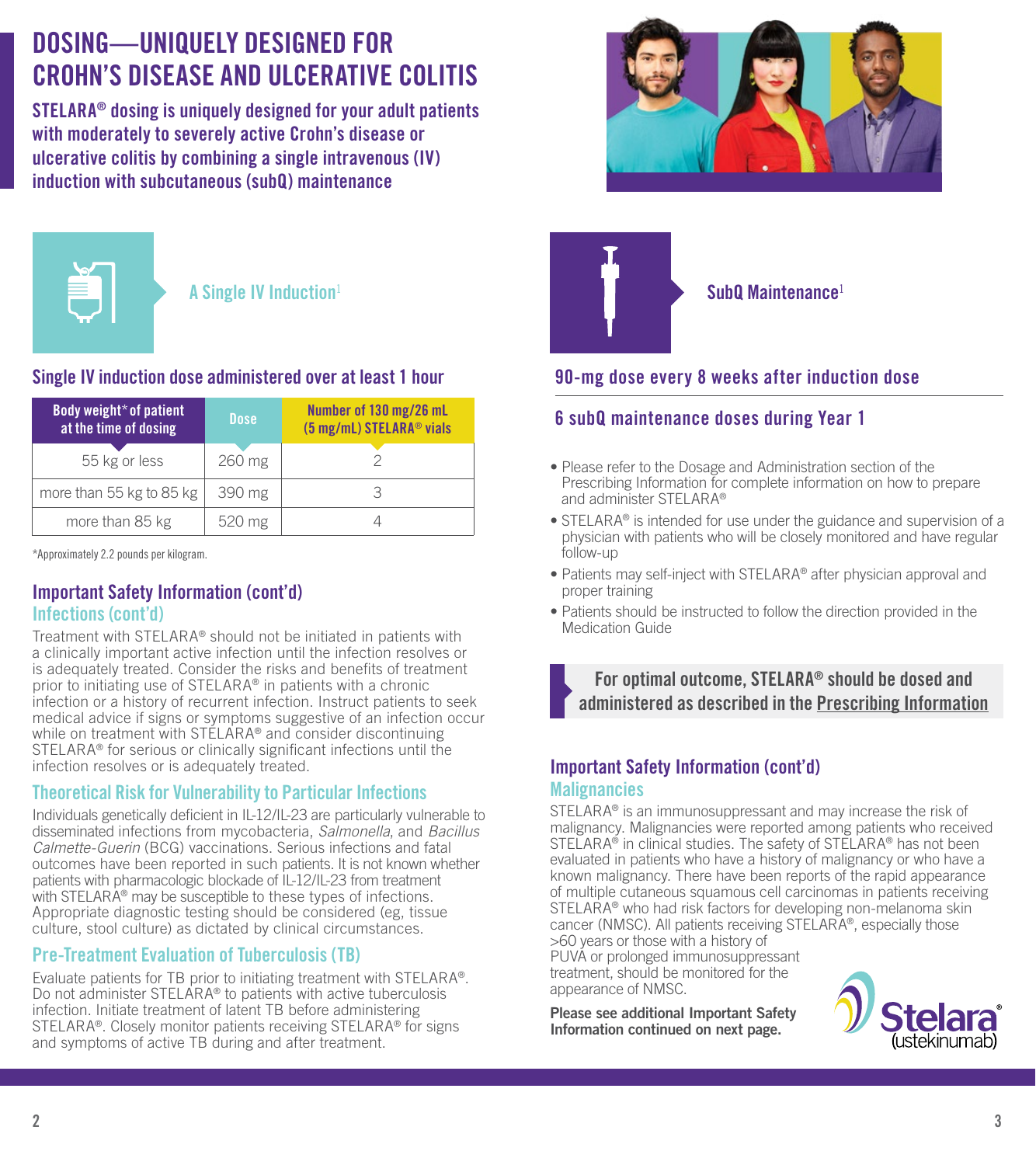# DOSING—UNIQUELY DESIGNED FOR CROHN'S DISEASE AND ULCERATIVE COLITIS

**STELARA® dosing is uniquely designed for your adult patients with moderately to severely active Crohn's disease or ulcerative colitis by combining a single intravenous (IV) induction with subcutaneous (subQ) maintenance**

## A Single IV Induction[1]

### Single IV induction dose administered over at least 1 hour

| Body weight* of patient at the time of dosing | Dose | Number of 130 mg/26 mL (5 mg/mL) STELARA® vials |
|---|---|---|
| 55 kg or less | 260 mg | 2 |
| more than 55 kg to 85 kg | 390 mg | 3 |
| more than 85 kg | 520 mg | 4 |

*Approximately 2.2 pounds per kilogram.

## Important Safety Information (cont'd)

### Infections (cont'd)

Treatment with STELARA® should not be initiated in patients with a clinically important active infection until the infection resolves or is adequately treated. Consider the risks and benefits of treatment prior to initiating use of STELARA® in patients with a chronic infection or a history of recurrent infection. Instruct patients to seek medical advice if signs or symptoms suggestive of an infection occur while on treatment with STELARA® and consider discontinuing STELARA® for serious or clinically significant infections until the infection resolves or is adequately treated.

### Theoretical Risk for Vulnerability to Particular Infections

Individuals genetically deficient in IL-12/IL-23 are particularly vulnerable to disseminated infections from mycobacteria, *Salmonella*, and *Bacillus Calmette-Guerin* (BCG) vaccinations. Serious infections and fatal outcomes have been reported in such patients. It is not known whether patients with pharmacologic blockade of IL-12/IL-23 from treatment with STELARA® may be susceptible to these types of infections. Appropriate diagnostic testing should be considered (eg, tissue culture, stool culture) as dictated by clinical circumstances.

### Pre-Treatment Evaluation of Tuberculosis (TB)

Evaluate patients for TB prior to initiating treatment with STELARA®. Do not administer STELARA® to patients with active tuberculosis infection. Initiate treatment of latent TB before administering STELARA®. Closely monitor patients receiving STELARA® for signs and symptoms of active TB during and after treatment.

## SubQ Maintenance[1]

### 90-mg dose every 8 weeks after induction dose

### 6 subQ maintenance doses during Year 1

- Please refer to the Dosage and Administration section of the Prescribing Information for complete information on how to prepare and administer STELARA®
- STELARA® is intended for use under the guidance and supervision of a physician with patients who will be closely monitored and have regular follow-up
- Patients may self-inject with STELARA® after physician approval and proper training
- Patients should be instructed to follow the direction provided in the Medication Guide

**For optimal outcome, STELARA® should be dosed and administered as described in the Prescribing Information**

## Important Safety Information (cont'd)

### Malignancies

STELARA® is an immunosuppressant and may increase the risk of malignancy. Malignancies were reported among patients who received STELARA® in clinical studies. The safety of STELARA® has not been evaluated in patients who have a history of malignancy or who have a known malignancy. There have been reports of the rapid appearance of multiple cutaneous squamous cell carcinomas in patients receiving STELARA® who had risk factors for developing non-melanoma skin cancer (NMSC). All patients receiving STELARA®, especially those >60 years or those with a history of PUVA or prolonged immunosuppressant treatment, should be monitored for the appearance of NMSC.

**Please see additional Important Safety Information continued on next page.**

Stelara® (ustekinumab)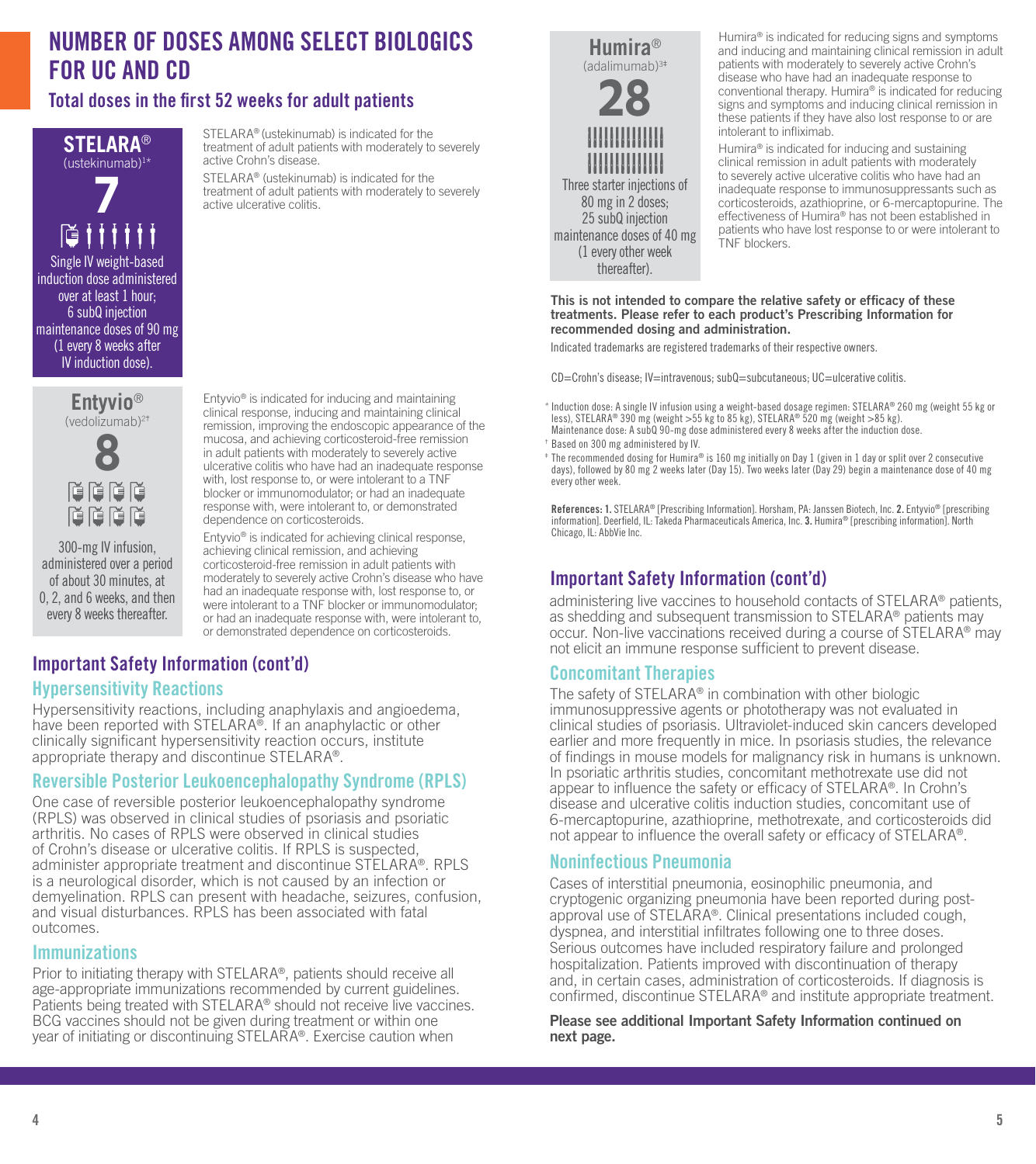# NUMBER OF DOSES AMONG SELECT BIOLOGICS FOR UC AND CD

## Total doses in the first 52 weeks for adult patients

**STELARA®** (ustekinumab)[1*]

**7**

Single IV weight-based induction dose administered over at least 1 hour; 6 subQ injection maintenance doses of 90 mg (1 every 8 weeks after IV induction dose).

STELARA® (ustekinumab) is indicated for the treatment of adult patients with moderately to severely active Crohn's disease.

STELARA® (ustekinumab) is indicated for the treatment of adult patients with moderately to severely active ulcerative colitis.

**Entyvio®** (vedolizumab)[2†]

**8**

300-mg IV infusion, administered over a period of about 30 minutes, at 0, 2, and 6 weeks, and then every 8 weeks thereafter.

Entyvio® is indicated for inducing and maintaining clinical response, inducing and maintaining clinical remission, improving the endoscopic appearance of the mucosa, and achieving corticosteroid-free remission in adult patients with moderately to severely active ulcerative colitis who have had an inadequate response with, lost response to, or were intolerant to a TNF blocker or immunomodulator; or had an inadequate response with, were intolerant to, or demonstrated dependence on corticosteroids.

Entyvio® is indicated for achieving clinical response, achieving clinical remission, and achieving corticosteroid-free remission in adult patients with moderately to severely active Crohn's disease who have had an inadequate response with, lost response to, or were intolerant to a TNF blocker or immunomodulator; or had an inadequate response with, were intolerant to, or demonstrated dependence on corticosteroids.

**Humira®** (adalimumab)[3‡]

**28**

Three starter injections of 80 mg in 2 doses; 25 subQ injection maintenance doses of 40 mg (1 every other week thereafter).

Humira® is indicated for reducing signs and symptoms and inducing and maintaining clinical remission in adult patients with moderately to severely active Crohn's disease who have had an inadequate response to conventional therapy. Humira® is indicated for reducing signs and symptoms and inducing clinical remission in these patients if they have also lost response to or are intolerant to infliximab.

Humira® is indicated for inducing and sustaining clinical remission in adult patients with moderately to severely active ulcerative colitis who have had an inadequate response to immunosuppressants such as corticosteroids, azathioprine, or 6-mercaptopurine. The effectiveness of Humira® has not been established in patients who have lost response to or were intolerant to TNF blockers.

**This is not intended to compare the relative safety or efficacy of these treatments. Please refer to each product's Prescribing Information for recommended dosing and administration.**

Indicated trademarks are registered trademarks of their respective owners.

CD=Crohn's disease; IV=intravenous; subQ=subcutaneous; UC=ulcerative colitis.

\* Induction dose: A single IV infusion using a weight-based dosage regimen: STELARA® 260 mg (weight 55 kg or less), STELARA® 390 mg (weight >55 kg to 85 kg), STELARA® 520 mg (weight >85 kg). Maintenance dose: A subQ 90-mg dose administered every 8 weeks after the induction dose.

† Based on 300 mg administered by IV.

‡ The recommended dosing for Humira® is 160 mg initially on Day 1 (given in 1 day or split over 2 consecutive days), followed by 80 mg 2 weeks later (Day 15). Two weeks later (Day 29) begin a maintenance dose of 40 mg every other week.

**References: 1.** STELARA® [Prescribing Information]. Horsham, PA: Janssen Biotech, Inc. **2.** Entyvio® [prescribing information]. Deerfield, IL: Takeda Pharmaceuticals America, Inc. **3.** Humira® [prescribing information]. North Chicago, IL: AbbVie Inc.

## Important Safety Information (cont'd)

### Hypersensitivity Reactions

Hypersensitivity reactions, including anaphylaxis and angioedema, have been reported with STELARA®. If an anaphylactic or other clinically significant hypersensitivity reaction occurs, institute appropriate therapy and discontinue STELARA®.

### Reversible Posterior Leukoencephalopathy Syndrome (RPLS)

One case of reversible posterior leukoencephalopathy syndrome (RPLS) was observed in clinical studies of psoriasis and psoriatic arthritis. No cases of RPLS were observed in clinical studies of Crohn's disease or ulcerative colitis. If RPLS is suspected, administer appropriate treatment and discontinue STELARA®. RPLS is a neurological disorder, which is not caused by an infection or demyelination. RPLS can present with headache, seizures, confusion, and visual disturbances. RPLS has been associated with fatal outcomes.

### Immunizations

Prior to initiating therapy with STELARA®, patients should receive all age-appropriate immunizations recommended by current guidelines. Patients being treated with STELARA® should not receive live vaccines. BCG vaccines should not be given during treatment or within one year of initiating or discontinuing STELARA®. Exercise caution when administering live vaccines to household contacts of STELARA® patients, as shedding and subsequent transmission to STELARA® patients may occur. Non-live vaccinations received during a course of STELARA® may not elicit an immune response sufficient to prevent disease.

### Concomitant Therapies

The safety of STELARA® in combination with other biologic immunosuppressive agents or phototherapy was not evaluated in clinical studies of psoriasis. Ultraviolet-induced skin cancers developed earlier and more frequently in mice. In psoriasis studies, the relevance of findings in mouse models for malignancy risk in humans is unknown. In psoriatic arthritis studies, concomitant methotrexate use did not appear to influence the safety or efficacy of STELARA®. In Crohn's disease and ulcerative colitis induction studies, concomitant use of 6-mercaptopurine, azathioprine, methotrexate, and corticosteroids did not appear to influence the overall safety or efficacy of STELARA®.

### Noninfectious Pneumonia

Cases of interstitial pneumonia, eosinophilic pneumonia, and cryptogenic organizing pneumonia have been reported during post-approval use of STELARA®. Clinical presentations included cough, dyspnea, and interstitial infiltrates following one to three doses. Serious outcomes have included respiratory failure and prolonged hospitalization. Patients improved with discontinuation of therapy and, in certain cases, administration of corticosteroids. If diagnosis is confirmed, discontinue STELARA® and institute appropriate treatment.

**Please see additional Important Safety Information continued on next page.**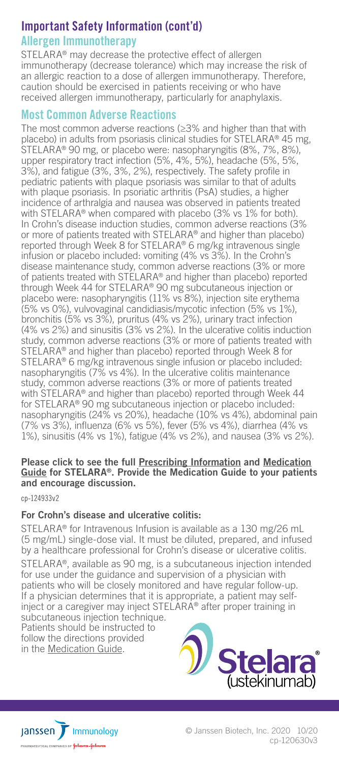## Important Safety Information (cont'd)

### Allergen Immunotherapy

STELARA® may decrease the protective effect of allergen immunotherapy (decrease tolerance) which may increase the risk of an allergic reaction to a dose of allergen immunotherapy. Therefore, caution should be exercised in patients receiving or who have received allergen immunotherapy, particularly for anaphylaxis.

### Most Common Adverse Reactions

The most common adverse reactions (≥3% and higher than that with placebo) in adults from psoriasis clinical studies for STELARA® 45 mg, STELARA® 90 mg, or placebo were: nasopharyngitis (8%, 7%, 8%), upper respiratory tract infection (5%, 4%, 5%), headache (5%, 5%, 3%), and fatigue (3%, 3%, 2%), respectively. The safety profile in pediatric patients with plaque psoriasis was similar to that of adults with plaque psoriasis. In psoriatic arthritis (PsA) studies, a higher incidence of arthralgia and nausea was observed in patients treated with STELARA® when compared with placebo (3% vs 1% for both). In Crohn's disease induction studies, common adverse reactions (3% or more of patients treated with STELARA® and higher than placebo) reported through Week 8 for STELARA® 6 mg/kg intravenous single infusion or placebo included: vomiting (4% vs 3%). In the Crohn's disease maintenance study, common adverse reactions (3% or more of patients treated with STELARA® and higher than placebo) reported through Week 44 for STELARA® 90 mg subcutaneous injection or placebo were: nasopharyngitis (11% vs 8%), injection site erythema (5% vs 0%), vulvovaginal candidiasis/mycotic infection (5% vs 1%), bronchitis (5% vs 3%), pruritus (4% vs 2%), urinary tract infection (4% vs 2%) and sinusitis (3% vs 2%). In the ulcerative colitis induction study, common adverse reactions (3% or more of patients treated with STELARA® and higher than placebo) reported through Week 8 for STELARA® 6 mg/kg intravenous single infusion or placebo included: nasopharyngitis (7% vs 4%). In the ulcerative colitis maintenance study, common adverse reactions (3% or more of patients treated with STELARA® and higher than placebo) reported through Week 44 for STELARA® 90 mg subcutaneous injection or placebo included: nasopharyngitis (24% vs 20%), headache (10% vs 4%), abdominal pain (7% vs 3%), influenza (6% vs 5%), fever (5% vs 4%), diarrhea (4% vs 1%), sinusitis (4% vs 1%), fatigue (4% vs 2%), and nausea (3% vs 2%).

**Please click to see the full Prescribing Information and Medication Guide for STELARA®. Provide the Medication Guide to your patients and encourage discussion.**

cp-124933v2

**For Crohn's disease and ulcerative colitis:**

STELARA® for Intravenous Infusion is available as a 130 mg/26 mL (5 mg/mL) single-dose vial. It must be diluted, prepared, and infused by a healthcare professional for Crohn's disease or ulcerative colitis.

STELARA®, available as 90 mg, is a subcutaneous injection intended for use under the guidance and supervision of a physician with patients who will be closely monitored and have regular follow-up. If a physician determines that it is appropriate, a patient may self-inject or a caregiver may inject STELARA® after proper training in subcutaneous injection technique.

Patients should be instructed to follow the directions provided in the Medication Guide.

Stelara® (ustekinumab)

Janssen Immunology
PHARMACEUTICAL COMPANIES OF Johnson & Johnson

© Janssen Biotech, Inc. 2020 10/20
cp-120630v3